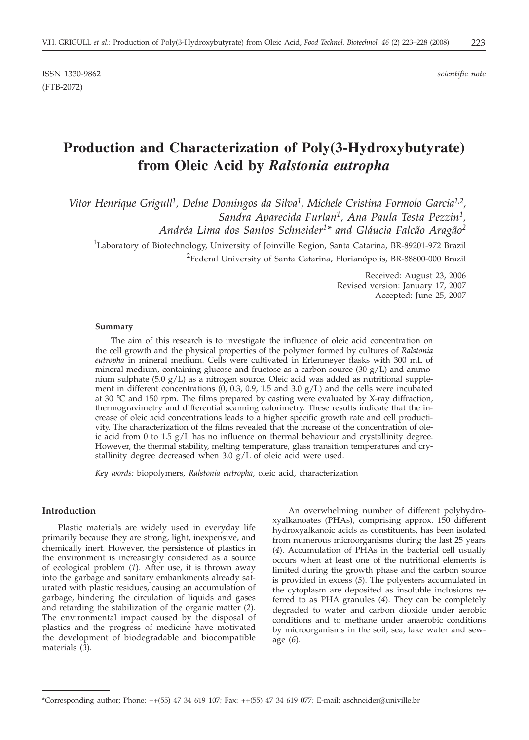ISSN 1330-9862 *scientific note*
(FTB-2072)

# Production and Characterization of Poly(3-Hydroxybutyrate) from Oleic Acid by *Ralstonia eutropha*

*Vitor Henrique Grigull[1], Delne Domingos da Silva[1], Michele Cristina Formolo Garcia[1,2], Sandra Aparecida Furlan[1], Ana Paula Testa Pezzin[1], Andréa Lima dos Santos Schneider[1]\* and Gláucia Falcão Aragão[2]*

[1]Laboratory of Biotechnology, University of Joinville Region, Santa Catarina, BR-89201-972 Brazil

[2]Federal University of Santa Catarina, Florianópolis, BR-88800-000 Brazil

Received: August 23, 2006
Revised version: January 17, 2007
Accepted: June 25, 2007

#### Summary

The aim of this research is to investigate the influence of oleic acid concentration on the cell growth and the physical properties of the polymer formed by cultures of *Ralstonia eutropha* in mineral medium. Cells were cultivated in Erlenmeyer flasks with 300 mL of mineral medium, containing glucose and fructose as a carbon source (30 g/L) and ammonium sulphate (5.0 g/L) as a nitrogen source. Oleic acid was added as nutritional supplement in different concentrations (0, 0.3, 0.9, 1.5 and 3.0 g/L) and the cells were incubated at 30 °C and 150 rpm. The films prepared by casting were evaluated by X-ray diffraction, thermogravimetry and differential scanning calorimetry. These results indicate that the increase of oleic acid concentrations leads to a higher specific growth rate and cell productivity. The characterization of the films revealed that the increase of the concentration of oleic acid from 0 to 1.5 g/L has no influence on thermal behaviour and crystallinity degree. However, the thermal stability, melting temperature, glass transition temperatures and crystallinity degree decreased when 3.0 g/L of oleic acid were used.

*Key words:* biopolymers, *Ralstonia eutropha,* oleic acid, characterization

## Introduction

Plastic materials are widely used in everyday life primarily because they are strong, light, inexpensive, and chemically inert. However, the persistence of plastics in the environment is increasingly considered as a source of ecological problem (*1*). After use, it is thrown away into the garbage and sanitary embankments already saturated with plastic residues, causing an accumulation of garbage, hindering the circulation of liquids and gases and retarding the stabilization of the organic matter (*2*). The environmental impact caused by the disposal of plastics and the progress of medicine have motivated the development of biodegradable and biocompatible materials (*3*).

An overwhelming number of different polyhydroxyalkanoates (PHAs), comprising approx. 150 different hydroxyalkanoic acids as constituents, has been isolated from numerous microorganisms during the last 25 years (*4*). Accumulation of PHAs in the bacterial cell usually occurs when at least one of the nutritional elements is limited during the growth phase and the carbon source is provided in excess (*5*). The polyesters accumulated in the cytoplasm are deposited as insoluble inclusions referred to as PHA granules (*4*). They can be completely degraded to water and carbon dioxide under aerobic conditions and to methane under anaerobic conditions by microorganisms in the soil, sea, lake water and sewage (*6*).

\*Corresponding author; Phone: ++(55) 47 34 619 107; Fax: ++(55) 47 34 619 077; E-mail: aschneider@univille.br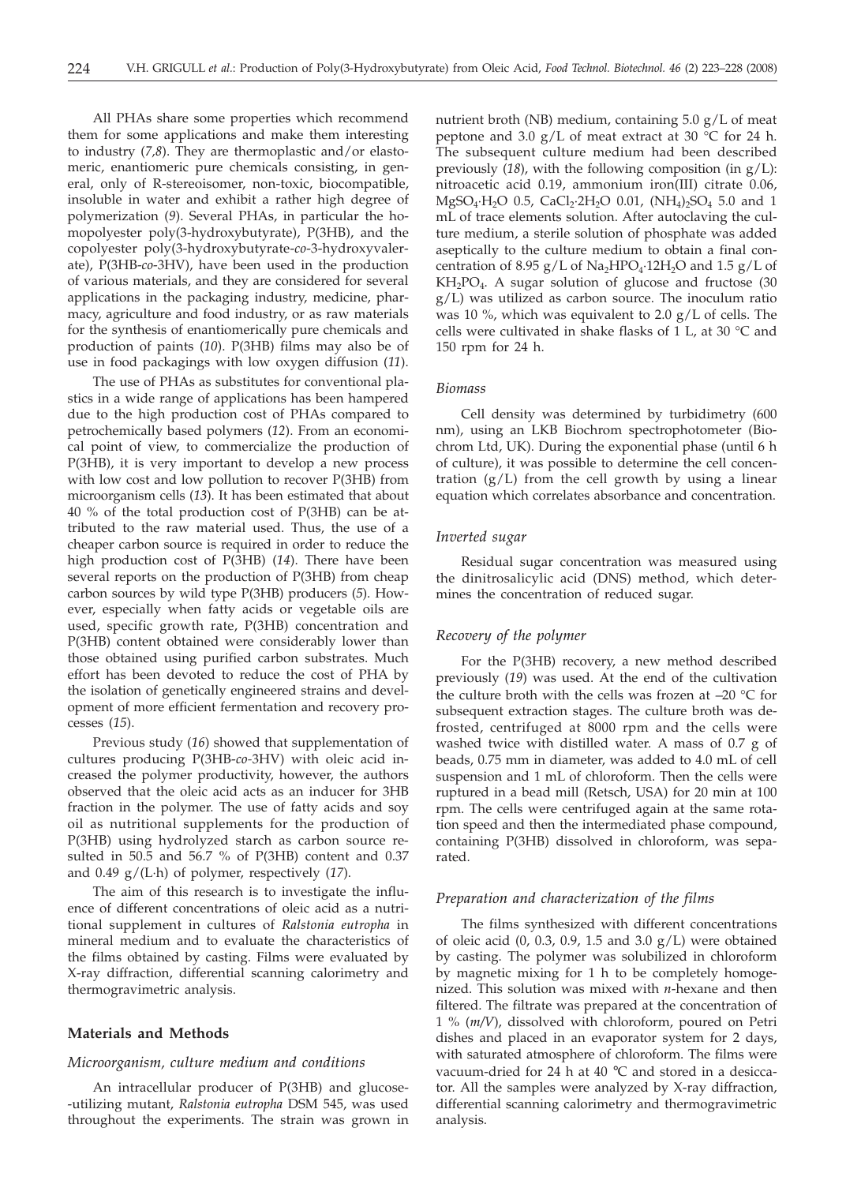All PHAs share some properties which recommend them for some applications and make them interesting to industry (*7,8*). They are thermoplastic and/or elastomeric, enantiomeric pure chemicals consisting, in general, only of R-stereoisomer, non-toxic, biocompatible, insoluble in water and exhibit a rather high degree of polymerization (*9*). Several PHAs, in particular the homopolyester poly(3-hydroxybutyrate), P(3HB), and the copolyester poly(3-hydroxybutyrate-*co*-3-hydroxyvalerate), P(3HB-*co*-3HV), have been used in the production of various materials, and they are considered for several applications in the packaging industry, medicine, pharmacy, agriculture and food industry, or as raw materials for the synthesis of enantiomerically pure chemicals and production of paints (*10*). P(3HB) films may also be of use in food packagings with low oxygen diffusion (*11*).

The use of PHAs as substitutes for conventional plastics in a wide range of applications has been hampered due to the high production cost of PHAs compared to petrochemically based polymers (*12*). From an economical point of view, to commercialize the production of P(3HB), it is very important to develop a new process with low cost and low pollution to recover P(3HB) from microorganism cells (*13*). It has been estimated that about 40 % of the total production cost of P(3HB) can be attributed to the raw material used. Thus, the use of a cheaper carbon source is required in order to reduce the high production cost of P(3HB) (*14*). There have been several reports on the production of P(3HB) from cheap carbon sources by wild type P(3HB) producers (*5*). However, especially when fatty acids or vegetable oils are used, specific growth rate, P(3HB) concentration and P(3HB) content obtained were considerably lower than those obtained using purified carbon substrates. Much effort has been devoted to reduce the cost of PHA by the isolation of genetically engineered strains and development of more efficient fermentation and recovery processes (*15*).

Previous study (*16*) showed that supplementation of cultures producing P(3HB-*co*-3HV) with oleic acid increased the polymer productivity, however, the authors observed that the oleic acid acts as an inducer for 3HB fraction in the polymer. The use of fatty acids and soy oil as nutritional supplements for the production of P(3HB) using hydrolyzed starch as carbon source resulted in 50.5 and 56.7 % of P(3HB) content and 0.37 and 0.49 g/(L·h) of polymer, respectively (*17*).

The aim of this research is to investigate the influence of different concentrations of oleic acid as a nutritional supplement in cultures of *Ralstonia eutropha* in mineral medium and to evaluate the characteristics of the films obtained by casting. Films were evaluated by X-ray diffraction, differential scanning calorimetry and thermogravimetric analysis.

## Materials and Methods

### *Microorganism, culture medium and conditions*

An intracellular producer of P(3HB) and glucose-utilizing mutant, *Ralstonia eutropha* DSM 545, was used throughout the experiments. The strain was grown in nutrient broth (NB) medium, containing 5.0 g/L of meat peptone and 3.0 g/L of meat extract at 30 °C for 24 h. The subsequent culture medium had been described previously (*18*), with the following composition (in g/L): nitroacetic acid 0.19, ammonium iron(III) citrate 0.06, $MgSO_4{\cdot}H_2O$ 0.5, $CaCl_2{\cdot}2H_2O$ 0.01, $(NH_4)_2SO_4$ 5.0 and 1 mL of trace elements solution. After autoclaving the culture medium, a sterile solution of phosphate was added aseptically to the culture medium to obtain a final concentration of 8.95 g/L of $Na_2HPO_4{\cdot}12H_2O$ and 1.5 g/L of $KH_2PO_4$. A sugar solution of glucose and fructose (30 g/L) was utilized as carbon source. The inoculum ratio was 10 %, which was equivalent to 2.0 g/L of cells. The cells were cultivated in shake flasks of 1 L, at 30 °C and 150 rpm for 24 h.

### *Biomass*

Cell density was determined by turbidimetry (600 nm), using an LKB Biochrom spectrophotometer (Biochrom Ltd, UK). During the exponential phase (until 6 h of culture), it was possible to determine the cell concentration (g/L) from the cell growth by using a linear equation which correlates absorbance and concentration.

### *Inverted sugar*

Residual sugar concentration was measured using the dinitrosalicylic acid (DNS) method, which determines the concentration of reduced sugar.

### *Recovery of the polymer*

For the P(3HB) recovery, a new method described previously (*19*) was used. At the end of the cultivation the culture broth with the cells was frozen at –20 °C for subsequent extraction stages. The culture broth was defrosted, centrifuged at 8000 rpm and the cells were washed twice with distilled water. A mass of 0.7 g of beads, 0.75 mm in diameter, was added to 4.0 mL of cell suspension and 1 mL of chloroform. Then the cells were ruptured in a bead mill (Retsch, USA) for 20 min at 100 rpm. The cells were centrifuged again at the same rotation speed and then the intermediated phase compound, containing P(3HB) dissolved in chloroform, was separated.

### *Preparation and characterization of the films*

The films synthesized with different concentrations of oleic acid (0, 0.3, 0.9, 1.5 and 3.0 g/L) were obtained by casting. The polymer was solubilized in chloroform by magnetic mixing for 1 h to be completely homogenized. This solution was mixed with *n*-hexane and then filtered. The filtrate was prepared at the concentration of 1 % (*m/V*), dissolved with chloroform, poured on Petri dishes and placed in an evaporator system for 2 days, with saturated atmosphere of chloroform. The films were vacuum-dried for 24 h at 40 °C and stored in a desiccator. All the samples were analyzed by X-ray diffraction, differential scanning calorimetry and thermogravimetric analysis.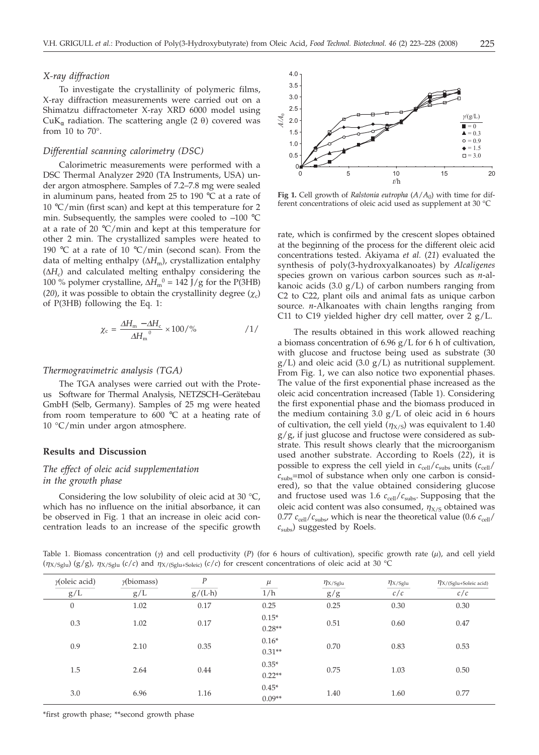### X-ray diffraction

To investigate the crystallinity of polymeric films, X-ray diffraction measurements were carried out on a Shimatzu diffractometer X-ray XRD 6000 model using $CuK_\alpha$ radiation. The scattering angle (2 θ) covered was from 10 to 70°.

### Differential scanning calorimetry (DSC)

Calorimetric measurements were performed with a DSC Thermal Analyzer 2920 (TA Instruments, USA) under argon atmosphere. Samples of 7.2–7.8 mg were sealed in aluminum pans, heated from 25 to 190 °C at a rate of 10 °C/min (first scan) and kept at this temperature for 2 min. Subsequently, the samples were cooled to –100 °C at a rate of 20 °C/min and kept at this temperature for other 2 min. The crystallized samples were heated to 190 °C at a rate of 10 °C/min (second scan). From the data of melting enthalpy ($\Delta H_m$), crystallization entalphy ($\Delta H_c$) and calculated melting enthalpy considering the 100 % polymer crystalline, $\Delta H_m^0$ = 142 J/g for the P(3HB) (*20*), it was possible to obtain the crystallinity degree ($\chi_c$) of P(3HB) following the Eq. 1:

$$\chi_c = \frac{\Delta H_m - \Delta H_c}{\Delta H_m^{\ 0}} \times 100/\% \qquad /1/$$

### Thermogravimetric analysis (TGA)

The TGA analyses were carried out with the Proteus Software for Thermal Analysis, NETZSCH–Gerätebau GmbH (Selb, Germany). Samples of 25 mg were heated from room temperature to 600 °C at a heating rate of 10 °C/min under argon atmosphere.

## Results and Discussion

### The effect of oleic acid supplementation in the growth phase

Considering the low solubility of oleic acid at 30 °C, which has no influence on the initial absorbance, it can be observed in Fig. 1 that an increase in oleic acid concentration leads to an increase of the specific growth rate, which is confirmed by the crescent slopes obtained at the beginning of the process for the different oleic acid concentrations tested. Akiyama *et al.* (*21*) evaluated the synthesis of poly(3-hydroxyalkanoates) by *Alcaligenes* species grown on various carbon sources such as *n*-alkanoic acids (3.0 g/L) of carbon numbers ranging from C2 to C22, plant oils and animal fats as unique carbon source. *n*-Alkanoates with chain lengths ranging from C11 to C19 yielded higher dry cell matter, over 2 g/L.

**Fig 1.** Cell growth of *Ralstonia eutropha* ($A/A_0$) with time for different concentrations of oleic acid used as supplement at 30 °C

The results obtained in this work allowed reaching a biomass concentration of 6.96 g/L for 6 h of cultivation, with glucose and fructose being used as substrate (30 g/L) and oleic acid (3.0 g/L) as nutritional supplement. From Fig. 1, we can also notice two exponential phases. The value of the first exponential phase increased as the oleic acid concentration increased (Table 1). Considering the first exponential phase and the biomass produced in the medium containing 3.0 g/L of oleic acid in 6 hours of cultivation, the cell yield ($\eta_{X/S}$) was equivalent to 1.40 g/g, if just glucose and fructose were considered as substrate. This result shows clearly that the microorganism used another substrate. According to Roels (*22*), it is possible to express the cell yield in $c_{cell}/c_{subs}$ units ($c_{cell}/c_{subs}$=mol of substance when only one carbon is considered), so that the value obtained considering glucose and fructose used was 1.6 $c_{cell}/c_{subs}$. Supposing that the oleic acid content was also consumed, $\eta_{X/S}$ obtained was 0.77 $c_{cell}/c_{subs}$, which is near the theoretical value (0.6 $c_{cell}/c_{subs}$) suggested by Roels.

Table 1. Biomass concentration ($\gamma$) and cell productivity ($P$) (for 6 hours of cultivation), specific growth rate ($\mu$), and cell yield ($\eta_{X/Sglu}$) (g/g), $\eta_{X/Sglu}$ ($c/c$) and $\eta_{X/(Sglu+Soleic)}$ ($c/c$) for crescent concentrations of oleic acid at 30 °C

| $\gamma$(oleic acid) g/L | $\gamma$(biomass) g/L | $P$ g/(L·h) | $\mu$ 1/h | $\eta_{X/Sglu}$ g/g | $\eta_{X/Sglu}$ c/c | $\eta_{X/(Sglu+Soleic\ acid)}$ c/c |
|---|---|---|---|---|---|---|
| 0 | 1.02 | 0.17 | 0.25 | 0.25 | 0.30 | 0.30 |
| 0.3 | 1.02 | 0.17 | 0.15* 0.28** | 0.51 | 0.60 | 0.47 |
| 0.9 | 2.10 | 0.35 | 0.16* 0.31** | 0.70 | 0.83 | 0.53 |
| 1.5 | 2.64 | 0.44 | 0.35* 0.22** | 0.75 | 1.03 | 0.50 |
| 3.0 | 6.96 | 1.16 | 0.45* 0.09** | 1.40 | 1.60 | 0.77 |

*first growth phase; **second growth phase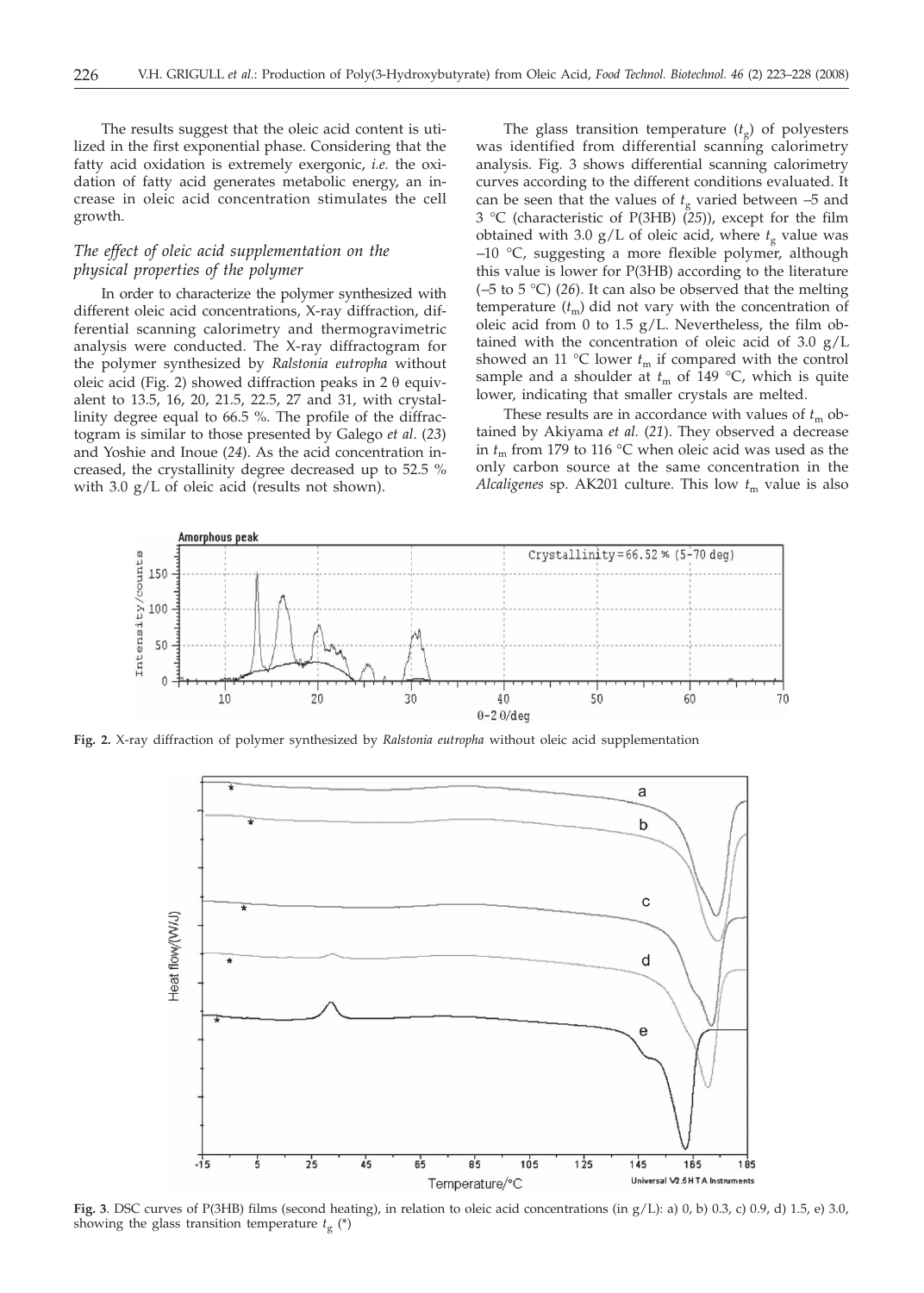The results suggest that the oleic acid content is utilized in the first exponential phase. Considering that the fatty acid oxidation is extremely exergonic, *i.e.* the oxidation of fatty acid generates metabolic energy, an increase in oleic acid concentration stimulates the cell growth.

### *The effect of oleic acid supplementation on the physical properties of the polymer*

In order to characterize the polymer synthesized with different oleic acid concentrations, X-ray diffraction, differential scanning calorimetry and thermogravimetric analysis were conducted. The X-ray diffractogram for the polymer synthesized by *Ralstonia eutropha* without oleic acid (Fig. 2) showed diffraction peaks in 2 θ equivalent to 13.5, 16, 20, 21.5, 22.5, 27 and 31, with crystallinity degree equal to 66.5 %. The profile of the diffractogram is similar to those presented by Galego *et al.* (*23*) and Yoshie and Inoue (*24*). As the acid concentration increased, the crystallinity degree decreased up to 52.5 % with 3.0 g/L of oleic acid (results not shown).

The glass transition temperature ($t_g$) of polyesters was identified from differential scanning calorimetry analysis. Fig. 3 shows differential scanning calorimetry curves according to the different conditions evaluated. It can be seen that the values of $t_g$ varied between –5 and 3 °C (characteristic of P(3HB) (*25*)), except for the film obtained with 3.0 g/L of oleic acid, where $t_g$ value was –10 °C, suggesting a more flexible polymer, although this value is lower for P(3HB) according to the literature (–5 to 5 °C) (*26*). It can also be observed that the melting temperature ($t_m$) did not vary with the concentration of oleic acid from 0 to 1.5 g/L. Nevertheless, the film obtained with the concentration of oleic acid of 3.0 g/L showed an 11 °C lower $t_m$ if compared with the control sample and a shoulder at $t_m$ of 149 °C, which is quite lower, indicating that smaller crystals are melted.

These results are in accordance with values of $t_m$ obtained by Akiyama *et al.* (*21*). They observed a decrease in $t_m$ from 179 to 116 °C when oleic acid was used as the only carbon source at the same concentration in the *Alcaligenes* sp. AK201 culture. This low $t_m$ value is also

**Fig. 2.** X-ray diffraction of polymer synthesized by *Ralstonia eutropha* without oleic acid supplementation

**Fig. 3**. DSC curves of P(3HB) films (second heating), in relation to oleic acid concentrations (in g/L): a) 0, b) 0.3, c) 0.9, d) 1.5, e) 3.0, showing the glass transition temperature $t_g$ (*)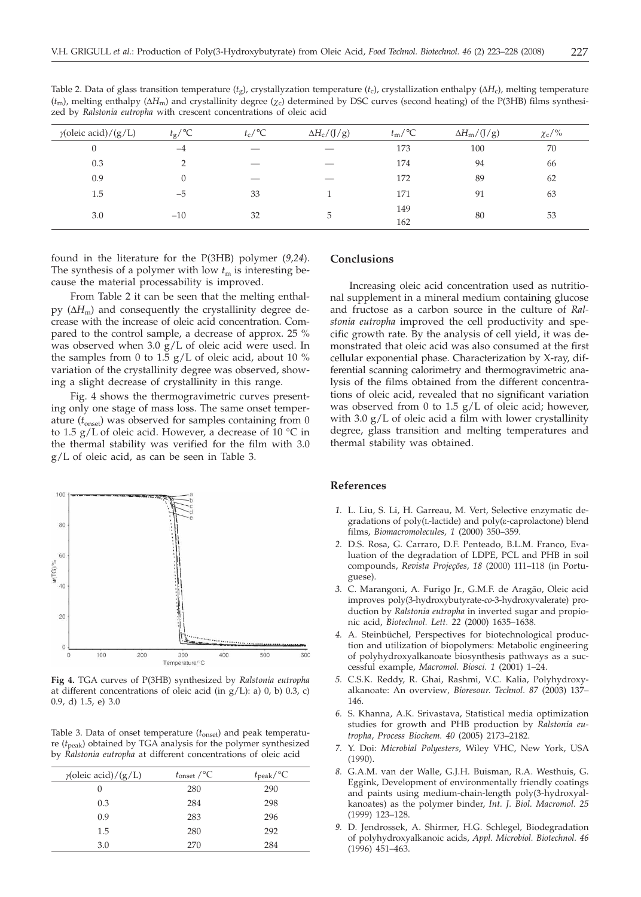Table 2. Data of glass transition temperature ($t_g$), crystallyzation temperature ($t_c$), crystallization enthalpy ($\Delta H_c$), melting temperature ($t_m$), melting enthalpy ($\Delta H_m$) and crystallinity degree ($\chi_c$) determined by DSC curves (second heating) of the P(3HB) films synthesized by *Ralstonia eutropha* with crescent concentrations of oleic acid

| $\gamma$(oleic acid)/(g/L) | $t_g$/°C | $t_c$/°C | $\Delta H_c$/(J/g) | $t_m$/°C | $\Delta H_m$/(J/g) | $\chi_c$/% |
|---|---|---|---|---|---|---|
| 0 | –4 | — | — | 173 | 100 | 70 |
| 0.3 | 2 | — | — | 174 | 94 | 66 |
| 0.9 | 0 | — | — | 172 | 89 | 62 |
| 1.5 | –5 | 33 | 1 | 171 | 91 | 63 |
| 3.0 | –10 | 32 | 5 | 149<br>162 | 80 | 53 |

found in the literature for the P(3HB) polymer (*9,24*). The synthesis of a polymer with low $t_m$ is interesting because the material processability is improved.

From Table 2 it can be seen that the melting enthalpy ($\Delta H_m$) and consequently the crystallinity degree decrease with the increase of oleic acid concentration. Compared to the control sample, a decrease of approx. 25 % was observed when 3.0 g/L of oleic acid were used. In the samples from 0 to 1.5 g/L of oleic acid, about 10 % variation of the crystallinity degree was observed, showing a slight decrease of crystallinity in this range.

Fig. 4 shows the thermogravimetric curves presenting only one stage of mass loss. The same onset temperature ($t_{onset}$) was observed for samples containing from 0 to 1.5 g/L of oleic acid. However, a decrease of 10 °C in the thermal stability was verified for the film with 3.0 g/L of oleic acid, as can be seen in Table 3.

**Fig 4.** TGA curves of P(3HB) synthesized by *Ralstonia eutropha* at different concentrations of oleic acid (in g/L): a) 0, b) 0.3, c) 0.9, d) 1.5, e) 3.0

Table 3. Data of onset temperature ($t_{onset}$) and peak temperature ($t_{peak}$) obtained by TGA analysis for the polymer synthesized by *Ralstonia eutropha* at different concentrations of oleic acid

| $\gamma$(oleic acid)/(g/L) | $t_{onset}$ /°C | $t_{peak}$/°C |
|---|---|---|
| 0 | 280 | 290 |
| 0.3 | 284 | 298 |
| 0.9 | 283 | 296 |
| 1.5 | 280 | 292 |
| 3.0 | 270 | 284 |

## Conclusions

Increasing oleic acid concentration used as nutritional supplement in a mineral medium containing glucose and fructose as a carbon source in the culture of *Ralstonia eutropha* improved the cell productivity and specific growth rate. By the analysis of cell yield, it was demonstrated that oleic acid was also consumed at the first cellular exponential phase. Characterization by X-ray, differential scanning calorimetry and thermogravimetric analysis of the films obtained from the different concentrations of oleic acid, revealed that no significant variation was observed from 0 to 1.5 g/L of oleic acid; however, with 3.0 g/L of oleic acid a film with lower crystallinity degree, glass transition and melting temperatures and thermal stability was obtained.

## References

1. L. Liu, S. Li, H. Garreau, M. Vert, Selective enzymatic degradations of poly(L-lactide) and poly(ε-caprolactone) blend films, *Biomacromolecules, 1* (2000) 350–359.
2. D.S. Rosa, G. Carraro, D.F. Penteado, B.L.M. Franco, Evaluation of the degradation of LDPE, PCL and PHB in soil compounds, *Revista Projeções, 18* (2000) 111–118 (in Portuguese).
3. C. Marangoni, A. Furigo Jr., G.M.F. de Aragão, Oleic acid improves poly(3-hydroxybutyrate-*co*-3-hydroxyvalerate) production by *Ralstonia eutropha* in inverted sugar and propionic acid, *Biotechnol. Lett. 22* (2000) 1635–1638.
4. A. Steinbüchel, Perspectives for biotechnological production and utilization of biopolymers: Metabolic engineering of polyhydroxyalkanoate biosynthesis pathways as a successful example, *Macromol. Biosci. 1* (2001) 1–24.
5. C.S.K. Reddy, R. Ghai, Rashmi, V.C. Kalia, Polyhydroxyalkanoate: An overview, *Bioresour. Technol. 87* (2003) 137–146.
6. S. Khanna, A.K. Srivastava, Statistical media optimization studies for growth and PHB production by *Ralstonia eutropha*, *Process Biochem. 40* (2005) 2173–2182.
7. Y. Doi: *Microbial Polyesters*, Wiley VHC, New York, USA (1990).
8. G.A.M. van der Walle, G.J.H. Buisman, R.A. Westhuis, G. Eggink, Development of environmentally friendly coatings and paints using medium-chain-length poly(3-hydroxyalkanoates) as the polymer binder, *Int. J. Biol. Macromol. 25* (1999) 123–128.
9. D. Jendrossek, A. Shirmer, H.G. Schlegel, Biodegradation of polyhydroxyalkanoic acids, *Appl. Microbiol. Biotechnol. 46* (1996) 451–463.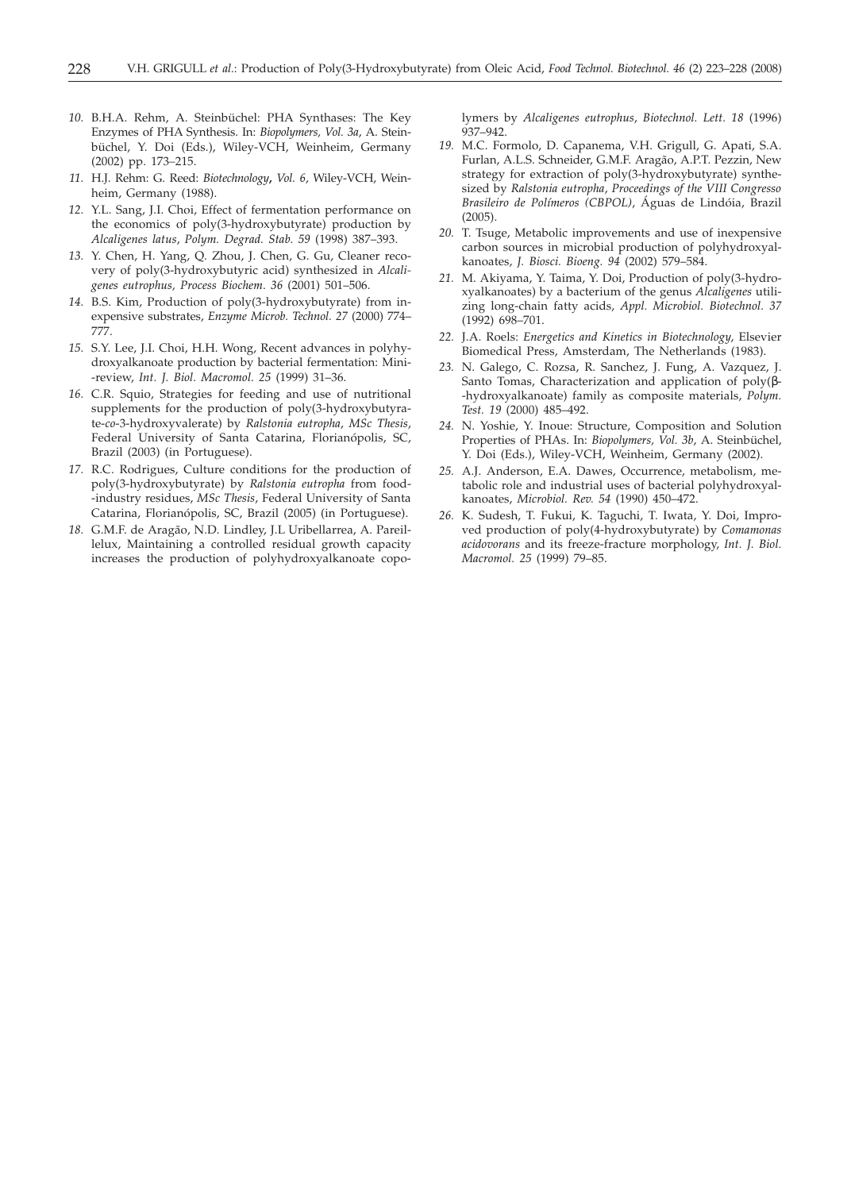10. B.H.A. Rehm, A. Steinbüchel: PHA Synthases: The Key Enzymes of PHA Synthesis. In: *Biopolymers, Vol. 3a*, A. Steinbüchel, Y. Doi (Eds.), Wiley-VCH, Weinheim, Germany (2002) pp. 173–215.
11. H.J. Rehm: G. Reed: *Biotechnology***,** *Vol. 6*, Wiley-VCH, Weinheim, Germany (1988).
12. Y.L. Sang, J.I. Choi, Effect of fermentation performance on the economics of poly(3-hydroxybutyrate) production by *Alcaligenes latus*, *Polym. Degrad. Stab. 59* (1998) 387–393.
13. Y. Chen, H. Yang, Q. Zhou, J. Chen, G. Gu, Cleaner recovery of poly(3-hydroxybutyric acid) synthesized in *Alcaligenes eutrophus*, *Process Biochem. 36* (2001) 501–506.
14. B.S. Kim, Production of poly(3-hydroxybutyrate) from inexpensive substrates, *Enzyme Microb. Technol. 27* (2000) 774–777.
15. S.Y. Lee, J.I. Choi, H.H. Wong, Recent advances in polyhydroxyalkanoate production by bacterial fermentation: Mini-review, *Int. J. Biol. Macromol. 25* (1999) 31–36.
16. C.R. Squio, Strategies for feeding and use of nutritional supplements for the production of poly(3-hydroxybutyrate-*co*-3-hydroxyvalerate) by *Ralstonia eutropha*, *MSc Thesis*, Federal University of Santa Catarina, Florianópolis, SC, Brazil (2003) (in Portuguese).
17. R.C. Rodrigues, Culture conditions for the production of poly(3-hydroxybutyrate) by *Ralstonia eutropha* from food-industry residues, *MSc Thesis*, Federal University of Santa Catarina, Florianópolis, SC, Brazil (2005) (in Portuguese).
18. G.M.F. de Aragão, N.D. Lindley, J.L Uribellarrea, A. Pareillelux, Maintaining a controlled residual growth capacity increases the production of polyhydroxyalkanoate copolymers by *Alcaligenes eutrophus*, *Biotechnol. Lett. 18* (1996) 937–942.
19. M.C. Formolo, D. Capanema, V.H. Grigull, G. Apati, S.A. Furlan, A.L.S. Schneider, G.M.F. Aragão, A.P.T. Pezzin, New strategy for extraction of poly(3-hydroxybutyrate) synthesized by *Ralstonia eutropha*, *Proceedings of the VIII Congresso Brasileiro de Polímeros (CBPOL)*, Águas de Lindóia, Brazil (2005).
20. T. Tsuge, Metabolic improvements and use of inexpensive carbon sources in microbial production of polyhydroxyalkanoates, *J. Biosci. Bioeng. 94* (2002) 579–584.
21. M. Akiyama, Y. Taima, Y. Doi, Production of poly(3-hydroxyalkanoates) by a bacterium of the genus *Alcaligenes* utilizing long-chain fatty acids, *Appl. Microbiol. Biotechnol. 37* (1992) 698–701.
22. J.A. Roels: *Energetics and Kinetics in Biotechnology*, Elsevier Biomedical Press, Amsterdam, The Netherlands (1983).
23. N. Galego, C. Rozsa, R. Sanchez, J. Fung, A. Vazquez, J. Santo Tomas, Characterization and application of poly(β-hydroxyalkanoate) family as composite materials, *Polym. Test. 19* (2000) 485–492.
24. N. Yoshie, Y. Inoue: Structure, Composition and Solution Properties of PHAs. In: *Biopolymers, Vol. 3b*, A. Steinbüchel, Y. Doi (Eds.), Wiley-VCH, Weinheim, Germany (2002).
25. A.J. Anderson, E.A. Dawes, Occurrence, metabolism, metabolic role and industrial uses of bacterial polyhydroxyalkanoates, *Microbiol. Rev. 54* (1990) 450–472.
26. K. Sudesh, T. Fukui, K. Taguchi, T. Iwata, Y. Doi, Improved production of poly(4-hydroxybutyrate) by *Comamonas acidovorans* and its freeze-fracture morphology, *Int. J. Biol. Macromol. 25* (1999) 79–85.